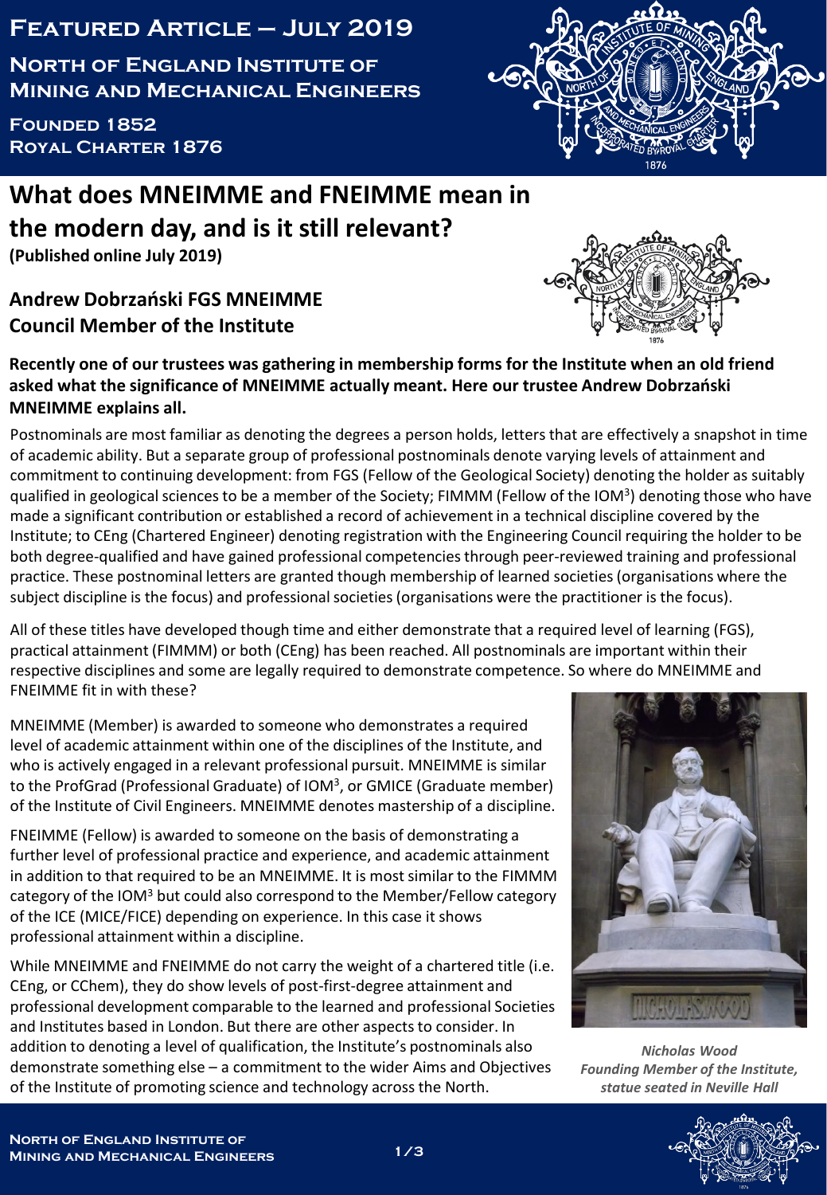# Featured Article – July 2019

**North of England Institute of Mining and Mechanical Engineers**

**Founded 1852**
**Royal Charter 1876**

## What does MNEIMME and FNEIMME mean in the modern day, and is it still relevant?

**(Published online July 2019)**

### Andrew Dobrzański FGS MNEIMME
### Council Member of the Institute

**Recently one of our trustees was gathering in membership forms for the Institute when an old friend asked what the significance of MNEIMME actually meant. Here our trustee Andrew Dobrzański MNEIMME explains all.**

Postnominals are most familiar as denoting the degrees a person holds, letters that are effectively a snapshot in time of academic ability. But a separate group of professional postnominals denote varying levels of attainment and commitment to continuing development: from FGS (Fellow of the Geological Society) denoting the holder as suitably qualified in geological sciences to be a member of the Society; FIMMM (Fellow of the IOM$^3$) denoting those who have made a significant contribution or established a record of achievement in a technical discipline covered by the Institute; to CEng (Chartered Engineer) denoting registration with the Engineering Council requiring the holder to be both degree-qualified and have gained professional competencies through peer-reviewed training and professional practice. These postnominal letters are granted though membership of learned societies (organisations where the subject discipline is the focus) and professional societies (organisations were the practitioner is the focus).

All of these titles have developed though time and either demonstrate that a required level of learning (FGS), practical attainment (FIMMM) or both (CEng) has been reached. All postnominals are important within their respective disciplines and some are legally required to demonstrate competence. So where do MNEIMME and FNEIMME fit in with these?

MNEIMME (Member) is awarded to someone who demonstrates a required level of academic attainment within one of the disciplines of the Institute, and who is actively engaged in a relevant professional pursuit. MNEIMME is similar to the ProfGrad (Professional Graduate) of IOM$^3$, or GMICE (Graduate member) of the Institute of Civil Engineers. MNEIMME denotes mastership of a discipline.

FNEIMME (Fellow) is awarded to someone on the basis of demonstrating a further level of professional practice and experience, and academic attainment in addition to that required to be an MNEIMME. It is most similar to the FIMMM category of the IOM$^3$ but could also correspond to the Member/Fellow category of the ICE (MICE/FICE) depending on experience. In this case it shows professional attainment within a discipline.

While MNEIMME and FNEIMME do not carry the weight of a chartered title (i.e. CEng, or CChem), they do show levels of post-first-degree attainment and professional development comparable to the learned and professional Societies and Institutes based in London. But there are other aspects to consider. In addition to denoting a level of qualification, the Institute's postnominals also demonstrate something else – a commitment to the wider Aims and Objectives of the Institute of promoting science and technology across the North.

*Nicholas Wood*
*Founding Member of the Institute, statue seated in Neville Hall*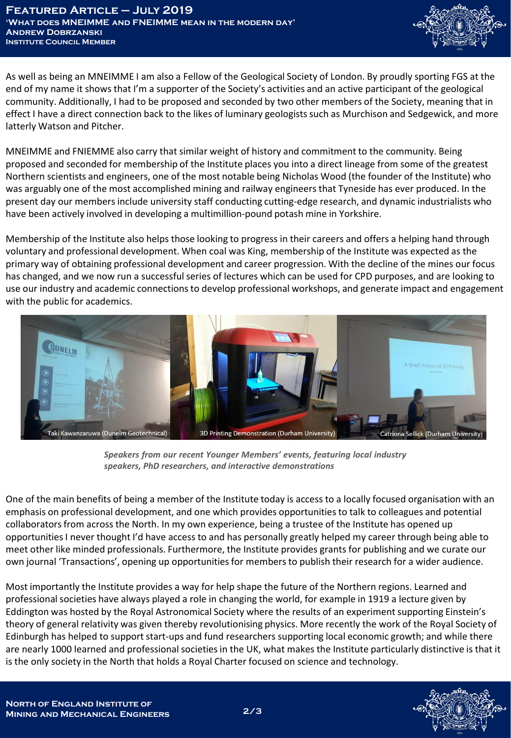As well as being an MNEIMME I am also a Fellow of the Geological Society of London. By proudly sporting FGS at the end of my name it shows that I'm a supporter of the Society's activities and an active participant of the geological community. Additionally, I had to be proposed and seconded by two other members of the Society, meaning that in effect I have a direct connection back to the likes of luminary geologists such as Murchison and Sedgewick, and more latterly Watson and Pitcher.

MNEIMME and FNIEMME also carry that similar weight of history and commitment to the community. Being proposed and seconded for membership of the Institute places you into a direct lineage from some of the greatest Northern scientists and engineers, one of the most notable being Nicholas Wood (the founder of the Institute) who was arguably one of the most accomplished mining and railway engineers that Tyneside has ever produced. In the present day our members include university staff conducting cutting-edge research, and dynamic industrialists who have been actively involved in developing a multimillion-pound potash mine in Yorkshire.

Membership of the Institute also helps those looking to progress in their careers and offers a helping hand through voluntary and professional development. When coal was King, membership of the Institute was expected as the primary way of obtaining professional development and career progression. With the decline of the mines our focus has changed, and we now run a successful series of lectures which can be used for CPD purposes, and are looking to use our industry and academic connections to develop professional workshops, and generate impact and engagement with the public for academics.

Taki Kawanzaruwa (Dunelm Geotechnical) | 3D Printing Demonstration (Durham University) | Catriona Sellick (Durham University)

*Speakers from our recent Younger Members' events, featuring local industry speakers, PhD researchers, and interactive demonstrations*

One of the main benefits of being a member of the Institute today is access to a locally focused organisation with an emphasis on professional development, and one which provides opportunities to talk to colleagues and potential collaborators from across the North. In my own experience, being a trustee of the Institute has opened up opportunities I never thought I'd have access to and has personally greatly helped my career through being able to meet other like minded professionals. Furthermore, the Institute provides grants for publishing and we curate our own journal 'Transactions', opening up opportunities for members to publish their research for a wider audience.

Most importantly the Institute provides a way for help shape the future of the Northern regions. Learned and professional societies have always played a role in changing the world, for example in 1919 a lecture given by Eddington was hosted by the Royal Astronomical Society where the results of an experiment supporting Einstein's theory of general relativity was given thereby revolutionising physics. More recently the work of the Royal Society of Edinburgh has helped to support start-ups and fund researchers supporting local economic growth; and while there are nearly 1000 learned and professional societies in the UK, what makes the Institute particularly distinctive is that it is the only society in the North that holds a Royal Charter focused on science and technology.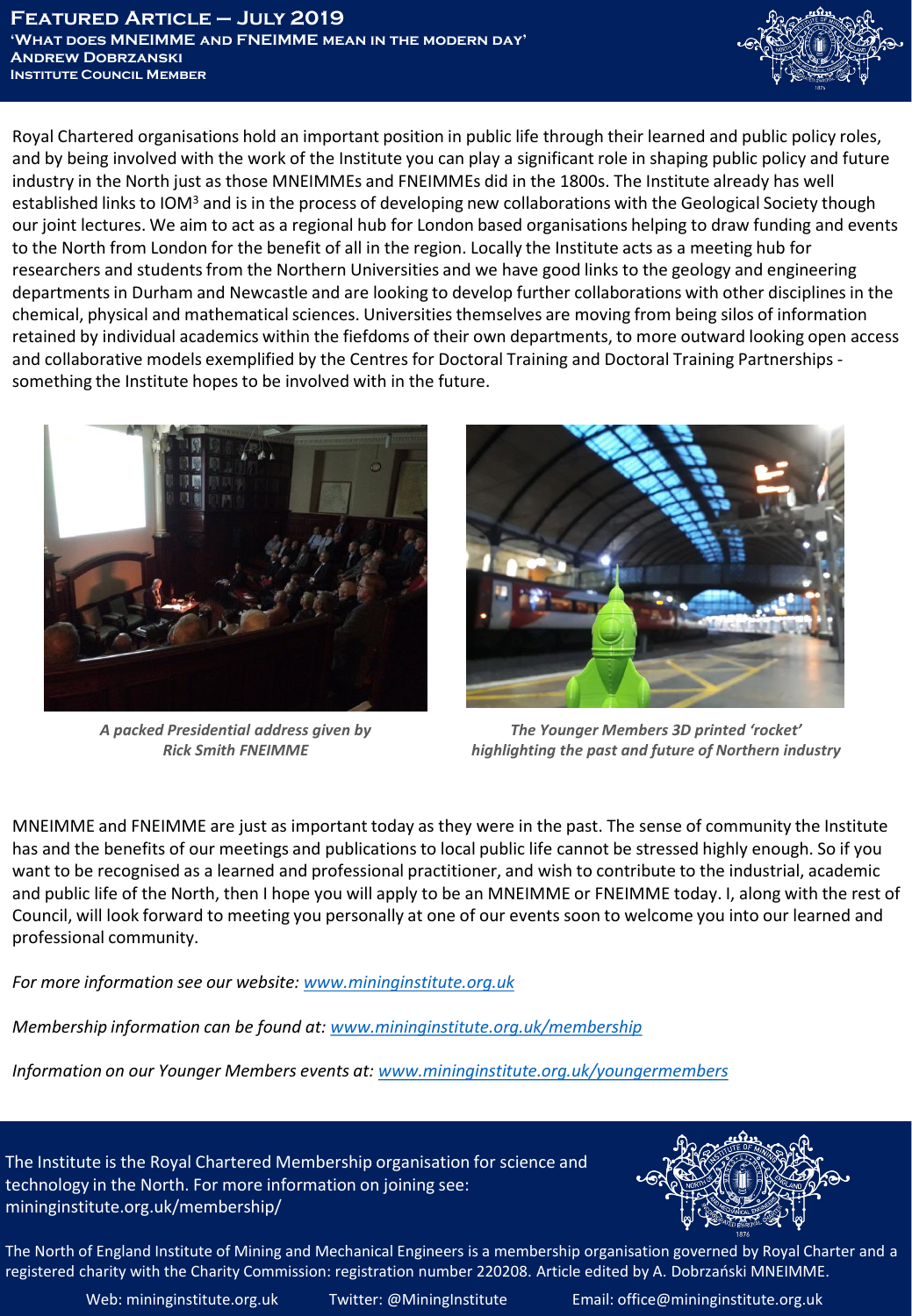Royal Chartered organisations hold an important position in public life through their learned and public policy roles, and by being involved with the work of the Institute you can play a significant role in shaping public policy and future industry in the North just as those MNEIMMEs and FNEIMMEs did in the 1800s. The Institute already has well established links to $IOM^3$ and is in the process of developing new collaborations with the Geological Society though our joint lectures. We aim to act as a regional hub for London based organisations helping to draw funding and events to the North from London for the benefit of all in the region. Locally the Institute acts as a meeting hub for researchers and students from the Northern Universities and we have good links to the geology and engineering departments in Durham and Newcastle and are looking to develop further collaborations with other disciplines in the chemical, physical and mathematical sciences. Universities themselves are moving from being silos of information retained by individual academics within the fiefdoms of their own departments, to more outward looking open access and collaborative models exemplified by the Centres for Doctoral Training and Doctoral Training Partnerships - something the Institute hopes to be involved with in the future.

***A packed Presidential address given by Rick Smith FNEIMME***

***The Younger Members 3D printed 'rocket' highlighting the past and future of Northern industry***

MNEIMME and FNEIMME are just as important today as they were in the past. The sense of community the Institute has and the benefits of our meetings and publications to local public life cannot be stressed highly enough. So if you want to be recognised as a learned and professional practitioner, and wish to contribute to the industrial, academic and public life of the North, then I hope you will apply to be an MNEIMME or FNEIMME today. I, along with the rest of Council, will look forward to meeting you personally at one of our events soon to welcome you into our learned and professional community.

*For more information see our website: www.mininginstitute.org.uk*

*Membership information can be found at: www.mininginstitute.org.uk/membership*

*Information on our Younger Members events at: www.mininginstitute.org.uk/youngermembers*

The Institute is the Royal Chartered Membership organisation for science and technology in the North. For more information on joining see: mininginstitute.org.uk/membership/

The North of England Institute of Mining and Mechanical Engineers is a membership organisation governed by Royal Charter and a registered charity with the Charity Commission: registration number 220208. Article edited by A. Dobrzański MNEIMME.

Web: mininginstitute.org.uk Twitter: @MiningInstitute Email: office@mininginstitute.org.uk